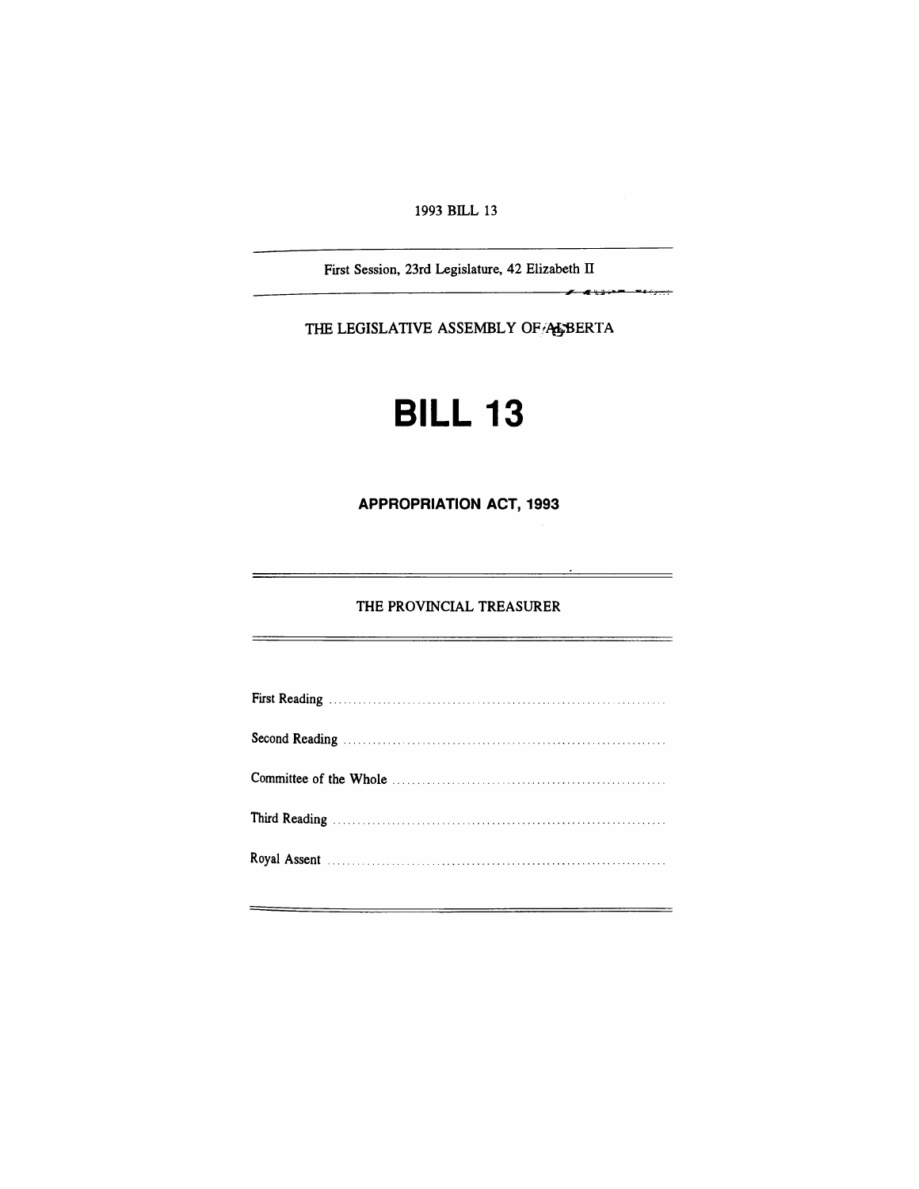1993 BILL 13

First Session, 23rd Legislature, 42 Elizabeth II

THE LEGISLATIVE ASSEMBLY OF ALBERTA

# BILL 13

## APPROPRIATION ACT, 1993

THE PROVINCIAL TREASURER

First Reading ..................................................................

Second Reading ..................................................................

Committee of the Whole ..................................................................

Third Reading ..................................................................

Royal Assent ..................................................................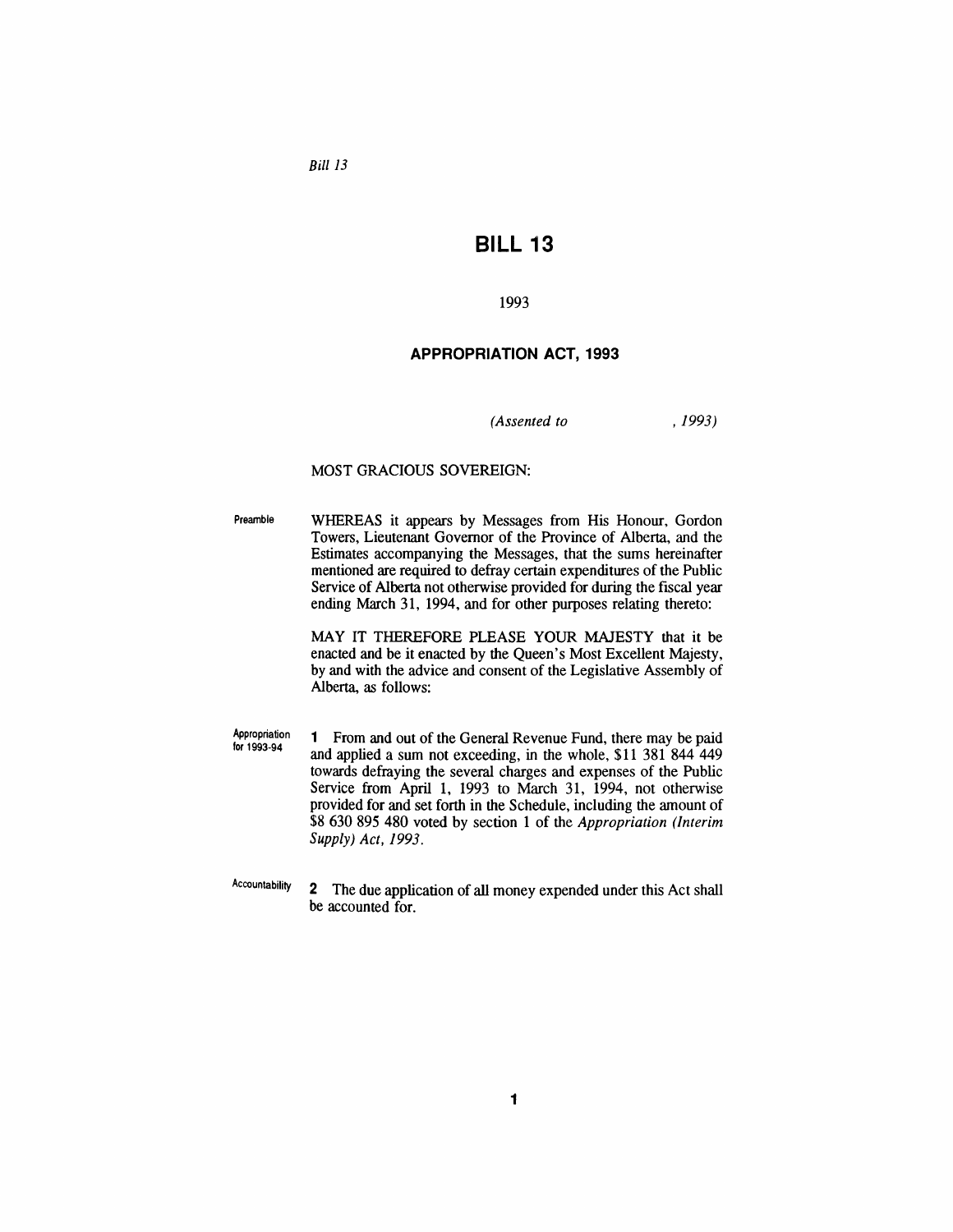# BILL 13

1993

## APPROPRIATION ACT, 1993

*(Assented to , 1993)*

MOST GRACIOUS SOVEREIGN:

Preamble

WHEREAS it appears by Messages from His Honour, Gordon Towers, Lieutenant Governor of the Province of Alberta, and the Estimates accompanying the Messages, that the sums hereinafter mentioned are required to defray certain expenditures of the Public Service of Alberta not otherwise provided for during the fiscal year ending March 31, 1994, and for other purposes relating thereto:

MAY IT THEREFORE PLEASE YOUR MAJESTY that it be enacted and be it enacted by the Queen's Most Excellent Majesty, by and with the advice and consent of the Legislative Assembly of Alberta, as follows:

Appropriation for 1993-94

**1** From and out of the General Revenue Fund, there may be paid and applied a sum not exceeding, in the whole, $11 381 844 449 towards defraying the several charges and expenses of the Public Service from April 1, 1993 to March 31, 1994, not otherwise provided for and set forth in the Schedule, including the amount of $8 630 895 480 voted by section 1 of the *Appropriation (Interim Supply) Act, 1993*.

Accountability

**2** The due application of all money expended under this Act shall be accounted for.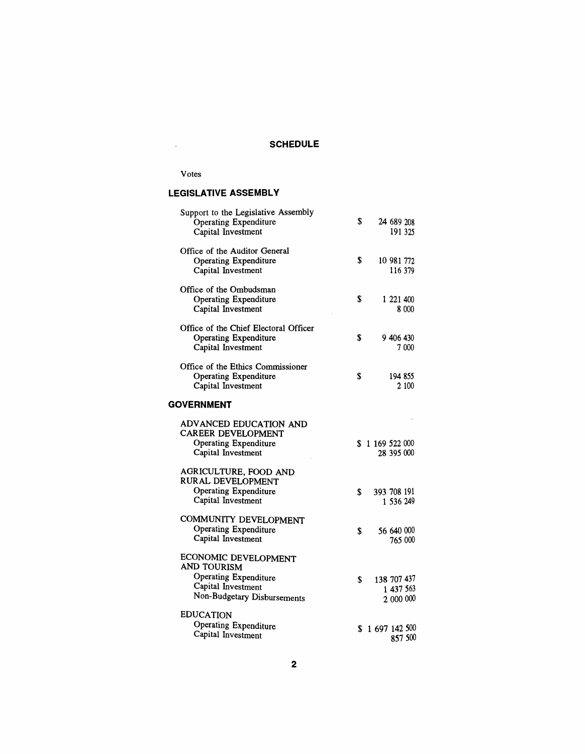## SCHEDULE

Votes

### LEGISLATIVE ASSEMBLY

| | |
|---|---|
| **Support to the Legislative Assembly** | |
| Operating Expenditure | $ 24 689 208 |
| Capital Investment | 191 325 |
| **Office of the Auditor General** | |
| Operating Expenditure | $ 10 981 772 |
| Capital Investment | 116 379 |
| **Office of the Ombudsman** | |
| Operating Expenditure | $ 1 221 400 |
| Capital Investment | 8 000 |
| **Office of the Chief Electoral Officer** | |
| Operating Expenditure | $ 9 406 430 |
| Capital Investment | 7 000 |
| **Office of the Ethics Commissioner** | |
| Operating Expenditure | $ 194 855 |
| Capital Investment | 2 100 |

### GOVERNMENT

| | |
|---|---|
| **ADVANCED EDUCATION AND CAREER DEVELOPMENT** | |
| Operating Expenditure | $ 1 169 522 000 |
| Capital Investment | 28 395 000 |
| **AGRICULTURE, FOOD AND RURAL DEVELOPMENT** | |
| Operating Expenditure | $ 393 708 191 |
| Capital Investment | 1 536 249 |
| **COMMUNITY DEVELOPMENT** | |
| Operating Expenditure | $ 56 640 000 |
| Capital Investment | 765 000 |
| **ECONOMIC DEVELOPMENT AND TOURISM** | |
| Operating Expenditure | $ 138 707 437 |
| Capital Investment | 1 437 563 |
| Non-Budgetary Disbursements | 2 000 000 |
| **EDUCATION** | |
| Operating Expenditure | $ 1 697 142 500 |
| Capital Investment | 857 500 |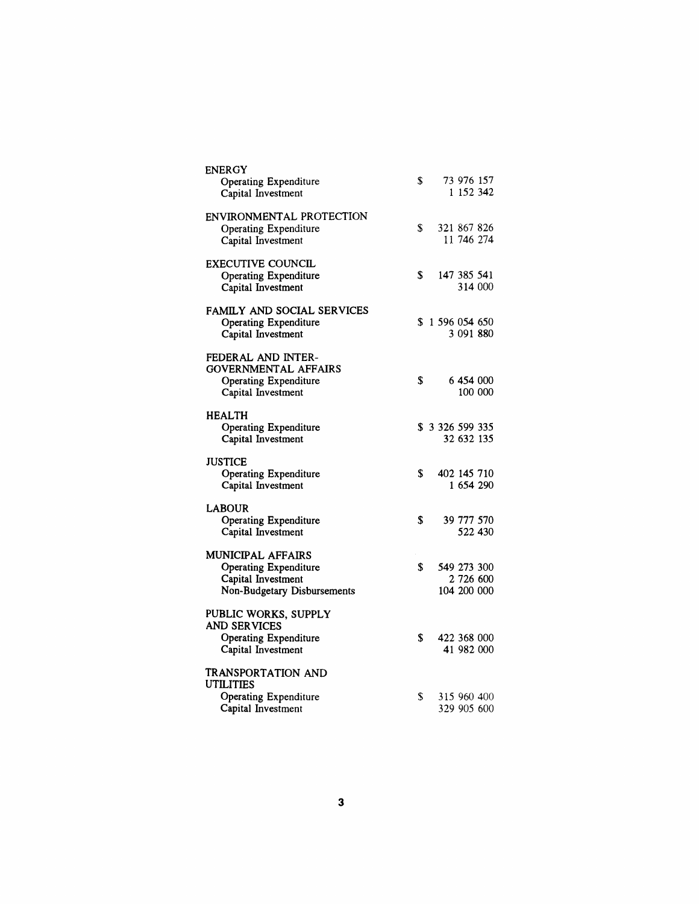| | |
|---|---|
| **ENERGY** | |
| Operating Expenditure | $ 73 976 157 |
| Capital Investment | 1 152 342 |
| **ENVIRONMENTAL PROTECTION** | |
| Operating Expenditure | $ 321 867 826 |
| Capital Investment | 11 746 274 |
| **EXECUTIVE COUNCIL** | |
| Operating Expenditure | $ 147 385 541 |
| Capital Investment | 314 000 |
| **FAMILY AND SOCIAL SERVICES** | |
| Operating Expenditure | $ 1 596 054 650 |
| Capital Investment | 3 091 880 |
| **FEDERAL AND INTER-GOVERNMENTAL AFFAIRS** | |
| Operating Expenditure | $ 6 454 000 |
| Capital Investment | 100 000 |
| **HEALTH** | |
| Operating Expenditure | $ 3 326 599 335 |
| Capital Investment | 32 632 135 |
| **JUSTICE** | |
| Operating Expenditure | $ 402 145 710 |
| Capital Investment | 1 654 290 |
| **LABOUR** | |
| Operating Expenditure | $ 39 777 570 |
| Capital Investment | 522 430 |
| **MUNICIPAL AFFAIRS** | |
| Operating Expenditure | $ 549 273 300 |
| Capital Investment | 2 726 600 |
| Non-Budgetary Disbursements | 104 200 000 |
| **PUBLIC WORKS, SUPPLY AND SERVICES** | |
| Operating Expenditure | $ 422 368 000 |
| Capital Investment | 41 982 000 |
| **TRANSPORTATION AND UTILITIES** | |
| Operating Expenditure | $ 315 960 400 |
| Capital Investment | 329 905 600 |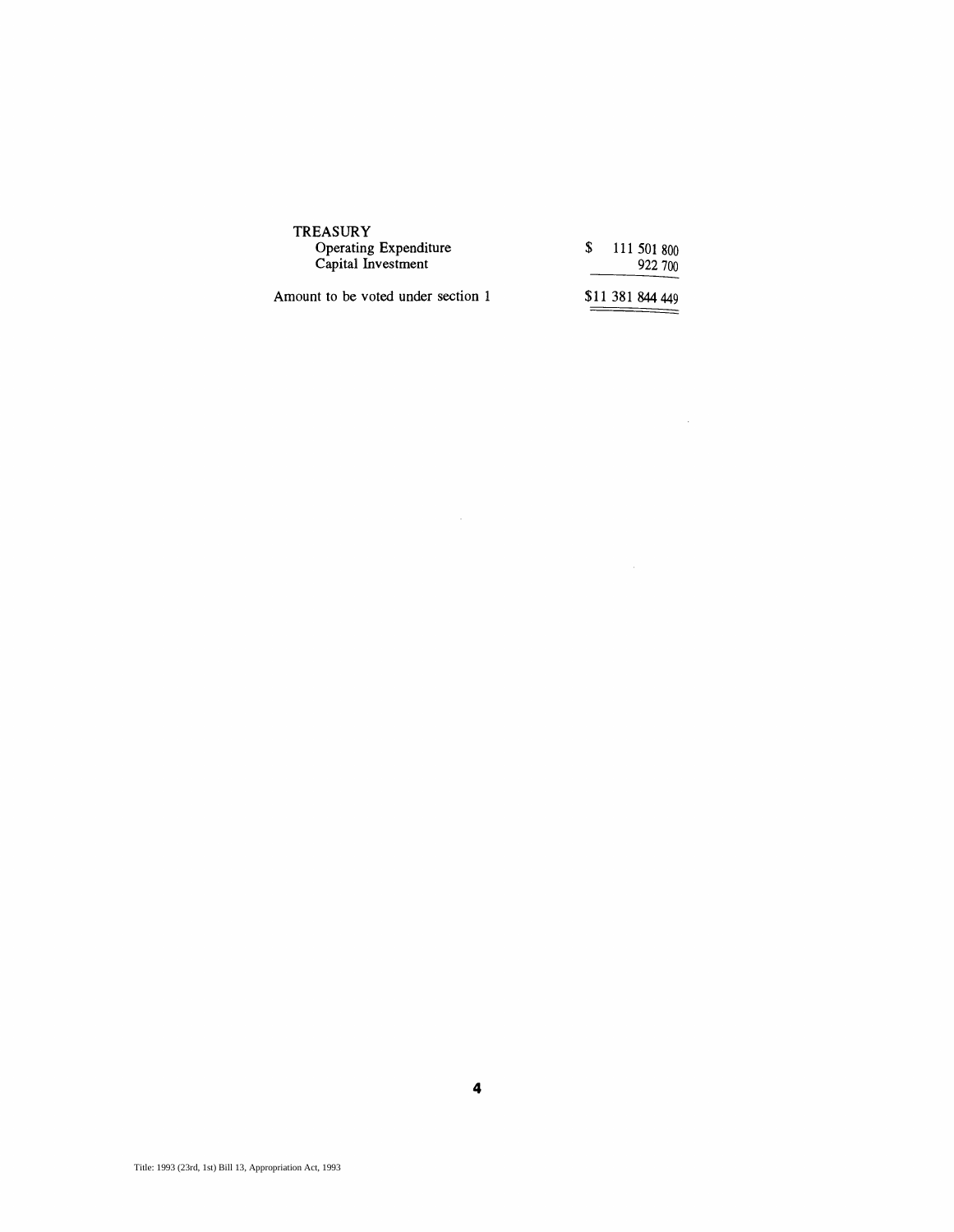| | |
|---|---|
| TREASURY | |
| Operating Expenditure | $ 111 501 800 |
| Capital Investment | 922 700 |
| Amount to be voted under section 1 | $11 381 844 449 |

Title: 1993 (23rd, 1st) Bill 13, Appropriation Act, 1993